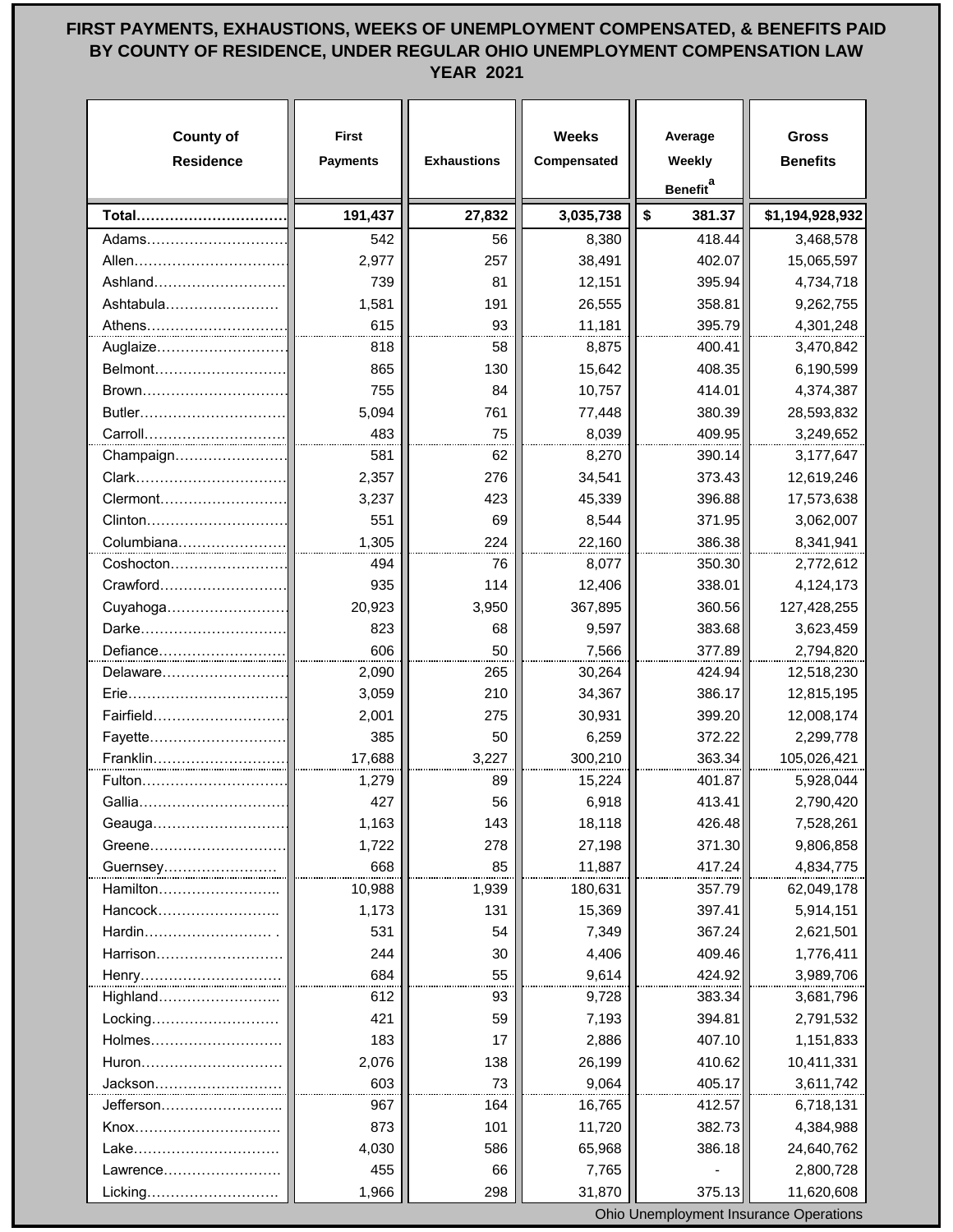# FIRST PAYMENTS, EXHAUSTIONS, WEEKS OF UNEMPLOYMENT COMPENSATED, & BENEFITS PAID BY COUNTY OF RESIDENCE, UNDER REGULAR OHIO UNEMPLOYMENT COMPENSATION LAW YEAR 2021

| County of Residence | First Payments | Exhaustions | Weeks Compensated | Average Weekly Benefit[a] | Gross Benefits |
|---|---|---|---|---|---|
| **Total** | **191,437** | **27,832** | **3,035,738** | **$ 381.37** | **$1,194,928,932** |
| Adams | 542 | 56 | 8,380 | 418.44 | 3,468,578 |
| Allen | 2,977 | 257 | 38,491 | 402.07 | 15,065,597 |
| Ashland | 739 | 81 | 12,151 | 395.94 | 4,734,718 |
| Ashtabula | 1,581 | 191 | 26,555 | 358.81 | 9,262,755 |
| Athens | 615 | 93 | 11,181 | 395.79 | 4,301,248 |
| Auglaize | 818 | 58 | 8,875 | 400.41 | 3,470,842 |
| Belmont | 865 | 130 | 15,642 | 408.35 | 6,190,599 |
| Brown | 755 | 84 | 10,757 | 414.01 | 4,374,387 |
| Butler | 5,094 | 761 | 77,448 | 380.39 | 28,593,832 |
| Carroll | 483 | 75 | 8,039 | 409.95 | 3,249,652 |
| Champaign | 581 | 62 | 8,270 | 390.14 | 3,177,647 |
| Clark | 2,357 | 276 | 34,541 | 373.43 | 12,619,246 |
| Clermont | 3,237 | 423 | 45,339 | 396.88 | 17,573,638 |
| Clinton | 551 | 69 | 8,544 | 371.95 | 3,062,007 |
| Columbiana | 1,305 | 224 | 22,160 | 386.38 | 8,341,941 |
| Coshocton | 494 | 76 | 8,077 | 350.30 | 2,772,612 |
| Crawford | 935 | 114 | 12,406 | 338.01 | 4,124,173 |
| Cuyahoga | 20,923 | 3,950 | 367,895 | 360.56 | 127,428,255 |
| Darke | 823 | 68 | 9,597 | 383.68 | 3,623,459 |
| Defiance | 606 | 50 | 7,566 | 377.89 | 2,794,820 |
| Delaware | 2,090 | 265 | 30,264 | 424.94 | 12,518,230 |
| Erie | 3,059 | 210 | 34,367 | 386.17 | 12,815,195 |
| Fairfield | 2,001 | 275 | 30,931 | 399.20 | 12,008,174 |
| Fayette | 385 | 50 | 6,259 | 372.22 | 2,299,778 |
| Franklin | 17,688 | 3,227 | 300,210 | 363.34 | 105,026,421 |
| Fulton | 1,279 | 89 | 15,224 | 401.87 | 5,928,044 |
| Gallia | 427 | 56 | 6,918 | 413.41 | 2,790,420 |
| Geauga | 1,163 | 143 | 18,118 | 426.48 | 7,528,261 |
| Greene | 1,722 | 278 | 27,198 | 371.30 | 9,806,858 |
| Guernsey | 668 | 85 | 11,887 | 417.24 | 4,834,775 |
| Hamilton | 10,988 | 1,939 | 180,631 | 357.79 | 62,049,178 |
| Hancock | 1,173 | 131 | 15,369 | 397.41 | 5,914,151 |
| Hardin | 531 | 54 | 7,349 | 367.24 | 2,621,501 |
| Harrison | 244 | 30 | 4,406 | 409.46 | 1,776,411 |
| Henry | 684 | 55 | 9,614 | 424.92 | 3,989,706 |
| Highland | 612 | 93 | 9,728 | 383.34 | 3,681,796 |
| Locking | 421 | 59 | 7,193 | 394.81 | 2,791,532 |
| Holmes | 183 | 17 | 2,886 | 407.10 | 1,151,833 |
| Huron | 2,076 | 138 | 26,199 | 410.62 | 10,411,331 |
| Jackson | 603 | 73 | 9,064 | 405.17 | 3,611,742 |
| Jefferson | 967 | 164 | 16,765 | 412.57 | 6,718,131 |
| Knox | 873 | 101 | 11,720 | 382.73 | 4,384,988 |
| Lake | 4,030 | 586 | 65,968 | 386.18 | 24,640,762 |
| Lawrence | 455 | 66 | 7,765 | - | 2,800,728 |
| Licking | 1,966 | 298 | 31,870 | 375.13 | 11,620,608 |

Ohio Unemployment Insurance Operations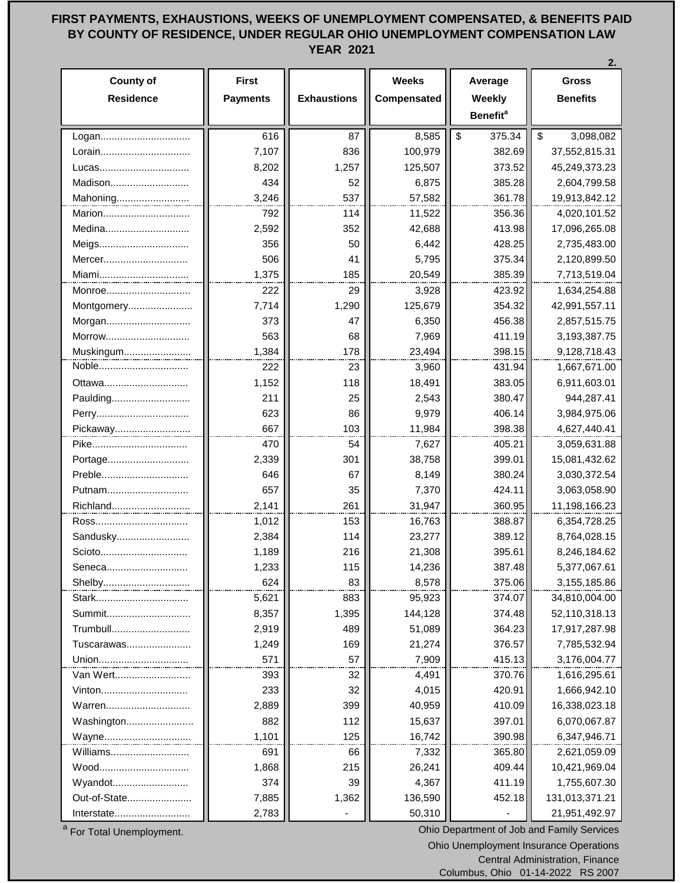**FIRST PAYMENTS, EXHAUSTIONS, WEEKS OF UNEMPLOYMENT COMPENSATED, & BENEFITS PAID BY COUNTY OF RESIDENCE, UNDER REGULAR OHIO UNEMPLOYMENT COMPENSATION LAW**

**YEAR 2021**

| County of Residence | First Payments | Exhaustions | Weeks Compensated | Average Weekly Benefit[a] | Gross Benefits |
|---|---|---|---|---|---|
| Logan | 616 | 87 | 8,585 | $ 375.34 | $ 3,098,082 |
| Lorain | 7,107 | 836 | 100,979 | 382.69 | 37,552,815.31 |
| Lucas | 8,202 | 1,257 | 125,507 | 373.52 | 45,249,373.23 |
| Madison | 434 | 52 | 6,875 | 385.28 | 2,604,799.58 |
| Mahoning | 3,246 | 537 | 57,582 | 361.78 | 19,913,842.12 |
| Marion | 792 | 114 | 11,522 | 356.36 | 4,020,101.52 |
| Medina | 2,592 | 352 | 42,688 | 413.98 | 17,096,265.08 |
| Meigs | 356 | 50 | 6,442 | 428.25 | 2,735,483.00 |
| Mercer | 506 | 41 | 5,795 | 375.34 | 2,120,899.50 |
| Miami | 1,375 | 185 | 20,549 | 385.39 | 7,713,519.04 |
| Monroe | 222 | 29 | 3,928 | 423.92 | 1,634,254.88 |
| Montgomery | 7,714 | 1,290 | 125,679 | 354.32 | 42,991,557.11 |
| Morgan | 373 | 47 | 6,350 | 456.38 | 2,857,515.75 |
| Morrow | 563 | 68 | 7,969 | 411.19 | 3,193,387.75 |
| Muskingum | 1,384 | 178 | 23,494 | 398.15 | 9,128,718.43 |
| Noble | 222 | 23 | 3,960 | 431.94 | 1,667,671.00 |
| Ottawa | 1,152 | 118 | 18,491 | 383.05 | 6,911,603.01 |
| Paulding | 211 | 25 | 2,543 | 380.47 | 944,287.41 |
| Perry | 623 | 86 | 9,979 | 406.14 | 3,984,975.06 |
| Pickaway | 667 | 103 | 11,984 | 398.38 | 4,627,440.41 |
| Pike | 470 | 54 | 7,627 | 405.21 | 3,059,631.88 |
| Portage | 2,339 | 301 | 38,758 | 399.01 | 15,081,432.62 |
| Preble | 646 | 67 | 8,149 | 380.24 | 3,030,372.54 |
| Putnam | 657 | 35 | 7,370 | 424.11 | 3,063,058.90 |
| Richland | 2,141 | 261 | 31,947 | 360.95 | 11,198,166.23 |
| Ross | 1,012 | 153 | 16,763 | 388.87 | 6,354,728.25 |
| Sandusky | 2,384 | 114 | 23,277 | 389.12 | 8,764,028.15 |
| Scioto | 1,189 | 216 | 21,308 | 395.61 | 8,246,184.62 |
| Seneca | 1,233 | 115 | 14,236 | 387.48 | 5,377,067.61 |
| Shelby | 624 | 83 | 8,578 | 375.06 | 3,155,185.86 |
| Stark | 5,621 | 883 | 95,923 | 374.07 | 34,810,004.00 |
| Summit | 8,357 | 1,395 | 144,128 | 374.48 | 52,110,318.13 |
| Trumbull | 2,919 | 489 | 51,089 | 364.23 | 17,917,287.98 |
| Tuscarawas | 1,249 | 169 | 21,274 | 376.57 | 7,785,532.94 |
| Union | 571 | 57 | 7,909 | 415.13 | 3,176,004.77 |
| Van Wert | 393 | 32 | 4,491 | 370.76 | 1,616,295.61 |
| Vinton | 233 | 32 | 4,015 | 420.91 | 1,666,942.10 |
| Warren | 2,889 | 399 | 40,959 | 410.09 | 16,338,023.18 |
| Washington | 882 | 112 | 15,637 | 397.01 | 6,070,067.87 |
| Wayne | 1,101 | 125 | 16,742 | 390.98 | 6,347,946.71 |
| Williams | 691 | 66 | 7,332 | 365.80 | 2,621,059.09 |
| Wood | 1,868 | 215 | 26,241 | 409.44 | 10,421,969.04 |
| Wyandot | 374 | 39 | 4,367 | 411.19 | 1,755,607.30 |
| Out-of-State | 7,885 | 1,362 | 136,590 | 452.18 | 131,013,371.21 |
| Interstate | 2,783 | - | 50,310 | - | 21,951,492.97 |

[a] For Total Unemployment.

Ohio Department of Job and Family Services
Ohio Unemployment Insurance Operations
Central Administration, Finance
Columbus, Ohio 01-14-2022 RS 2007